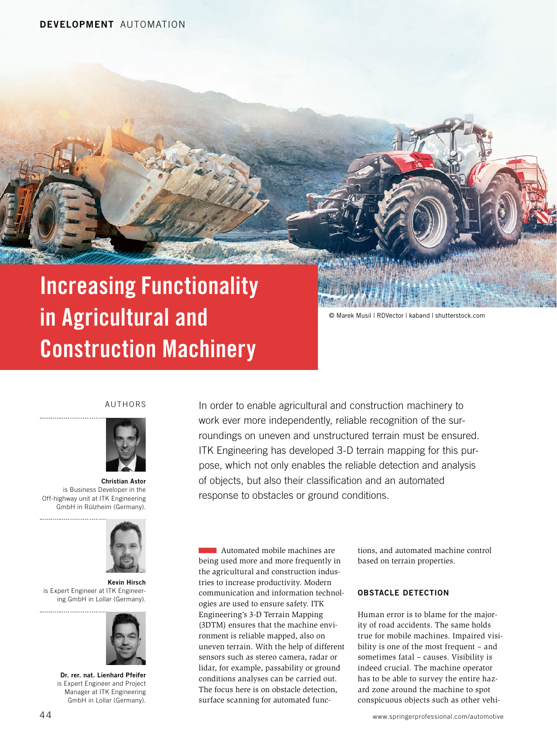# Increasing Functionality in Agricultural and Construction Machinery

© Marek Musil | RDVector | kaband | shutterstock.com

AUTHORS

**Christian Astor** is Business Developer in the Off-highway unit at ITK Engineering GmbH in Rülzheim (Germany).

**Kevin Hirsch** is Expert Engineer at ITK Engineering GmbH in Lollar (Germany).

**Dr. rer. nat. Lienhard Pfeifer** is Expert Engineer and Project Manager at ITK Engineering GmbH in Lollar (Germany).

In order to enable agricultural and construction machinery to work ever more independently, reliable recognition of the surroundings on uneven and unstructured terrain must be ensured. ITK Engineering has developed 3-D terrain mapping for this purpose, which not only enables the reliable detection and analysis of objects, but also their classification and an automated response to obstacles or ground conditions.

Automated mobile machines are being used more and more frequently in the agricultural and construction industries to increase productivity. Modern communication and information technologies are used to ensure safety. ITK Engineering's 3-D Terrain Mapping (3DTM) ensures that the machine environment is reliable mapped, also on uneven terrain. With the help of different sensors such as stereo camera, radar or lidar, for example, passability or ground conditions analyses can be carried out. The focus here is on obstacle detection, surface scanning for automated functions, and automated machine control based on terrain properties.

## OBSTACLE DETECTION

Human error is to blame for the majority of road accidents. The same holds true for mobile machines. Impaired visibility is one of the most frequent – and sometimes fatal – causes. Visibility is indeed crucial. The machine operator has to be able to survey the entire hazard zone around the machine to spot conspicuous objects such as other vehi-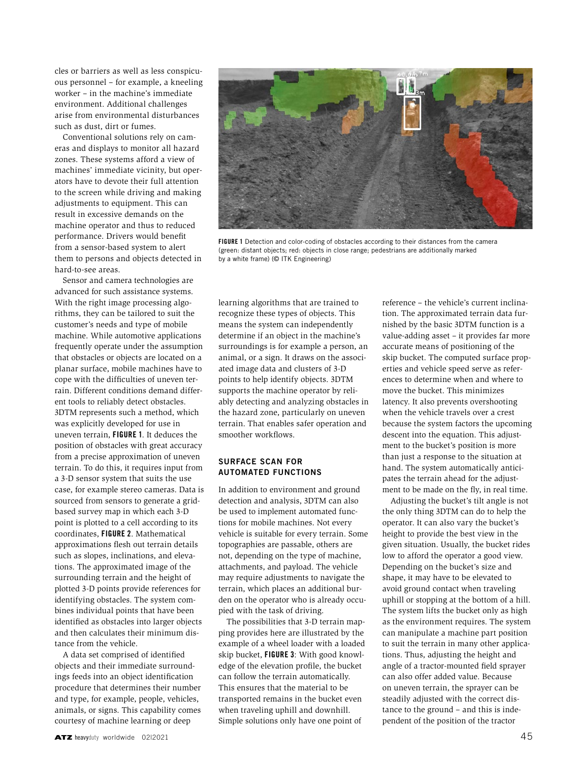cles or barriers as well as less conspicuous personnel – for example, a kneeling worker – in the machine's immediate environment. Additional challenges arise from environmental disturbances such as dust, dirt or fumes.

Conventional solutions rely on cameras and displays to monitor all hazard zones. These systems afford a view of machines' immediate vicinity, but operators have to devote their full attention to the screen while driving and making adjustments to equipment. This can result in excessive demands on the machine operator and thus to reduced performance. Drivers would benefit from a sensor-based system to alert them to persons and objects detected in hard-to-see areas.

Sensor and camera technologies are advanced for such assistance systems. With the right image processing algorithms, they can be tailored to suit the customer's needs and type of mobile machine. While automotive applications frequently operate under the assumption that obstacles or objects are located on a planar surface, mobile machines have to cope with the difficulties of uneven terrain. Different conditions demand different tools to reliably detect obstacles. 3DTM represents such a method, which was explicitly developed for use in uneven terrain, **FIGURE 1**. It deduces the position of obstacles with great accuracy from a precise approximation of uneven terrain. To do this, it requires input from a 3-D sensor system that suits the use case, for example stereo cameras. Data is sourced from sensors to generate a grid-based survey map in which each 3-D point is plotted to a cell according to its coordinates, **FIGURE 2**. Mathematical approximations flesh out terrain details such as slopes, inclinations, and elevations. The approximated image of the surrounding terrain and the height of plotted 3-D points provide references for identifying obstacles. The system combines individual points that have been identified as obstacles into larger objects and then calculates their minimum distance from the vehicle.

A data set comprised of identified objects and their immediate surroundings feeds into an object identification procedure that determines their number and type, for example, people, vehicles, animals, or signs. This capability comes courtesy of machine learning or deep learning algorithms that are trained to recognize these types of objects. This means the system can independently determine if an object in the machine's surroundings is for example a person, an animal, or a sign. It draws on the associated image data and clusters of 3-D points to help identify objects. 3DTM supports the machine operator by reliably detecting and analyzing obstacles in the hazard zone, particularly on uneven terrain. That enables safer operation and smoother workflows.

**FIGURE 1** Detection and color-coding of obstacles according to their distances from the camera (green: distant objects; red: objects in close range; pedestrians are additionally marked by a white frame) (© ITK Engineering)

## SURFACE SCAN FOR AUTOMATED FUNCTIONS

In addition to environment and ground detection and analysis, 3DTM can also be used to implement automated functions for mobile machines. Not every vehicle is suitable for every terrain. Some topographies are passable, others are not, depending on the type of machine, attachments, and payload. The vehicle may require adjustments to navigate the terrain, which places an additional burden on the operator who is already occupied with the task of driving.

The possibilities that 3-D terrain mapping provides here are illustrated by the example of a wheel loader with a loaded skip bucket, **FIGURE 3**: With good knowledge of the elevation profile, the bucket can follow the terrain automatically. This ensures that the material to be transported remains in the bucket even when traveling uphill and downhill. Simple solutions only have one point of reference – the vehicle's current inclination. The approximated terrain data furnished by the basic 3DTM function is a value-adding asset – it provides far more accurate means of positioning of the skip bucket. The computed surface properties and vehicle speed serve as references to determine when and where to move the bucket. This minimizes latency. It also prevents overshooting when the vehicle travels over a crest because the system factors the upcoming descent into the equation. This adjustment to the bucket's position is more than just a response to the situation at hand. The system automatically anticipates the terrain ahead for the adjustment to be made on the fly, in real time.

Adjusting the bucket's tilt angle is not the only thing 3DTM can do to help the operator. It can also vary the bucket's height to provide the best view in the given situation. Usually, the bucket rides low to afford the operator a good view. Depending on the bucket's size and shape, it may have to be elevated to avoid ground contact when traveling uphill or stopping at the bottom of a hill. The system lifts the bucket only as high as the environment requires. The system can manipulate a machine part position to suit the terrain in many other applications. Thus, adjusting the height and angle of a tractor-mounted field sprayer can also offer added value. Because on uneven terrain, the sprayer can be steadily adjusted with the correct distance to the ground – and this is independent of the position of the tractor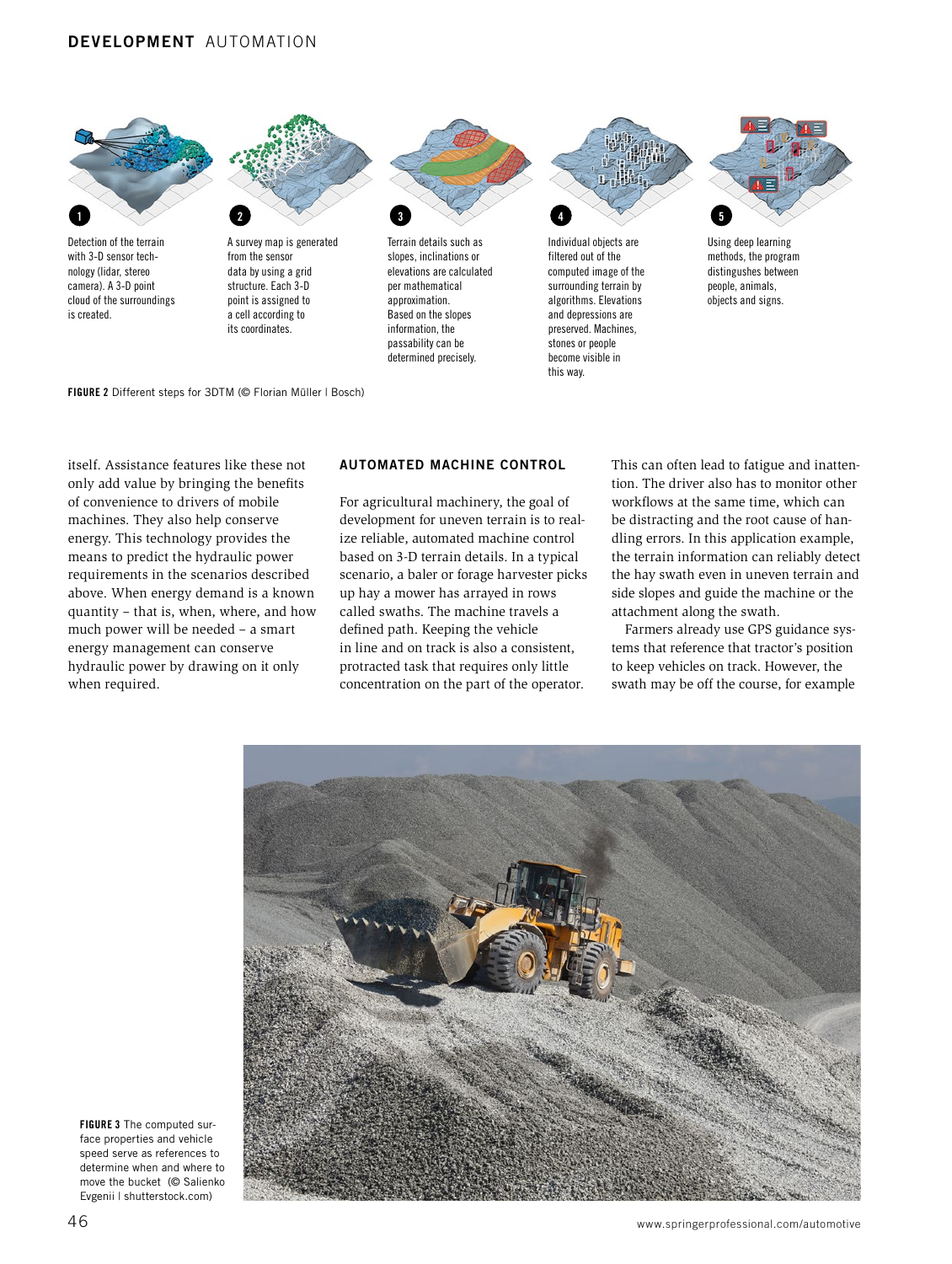1 Detection of the terrain with 3-D sensor technology (lidar, stereo camera). A 3-D point cloud of the surroundings is created.

2 A survey map is generated from the sensor data by using a grid structure. Each 3-D point is assigned to a cell according to its coordinates.

3 Terrain details such as slopes, inclinations or elevations are calculated per mathematical approximation. Based on the slopes information, the passability can be determined precisely.

4 Individual objects are filtered out of the computed image of the surrounding terrain by algorithms. Elevations and depressions are preserved. Machines, stones or people become visible in this way.

5 Using deep learning methods, the program distingushes between people, animals, objects and signs.

**FIGURE 2** Different steps for 3DTM (© Florian Müller | Bosch)

itself. Assistance features like these not only add value by bringing the benefits of convenience to drivers of mobile machines. They also help conserve energy. This technology provides the means to predict the hydraulic power requirements in the scenarios described above. When energy demand is a known quantity – that is, when, where, and how much power will be needed – a smart energy management can conserve hydraulic power by drawing on it only when required.

## AUTOMATED MACHINE CONTROL

For agricultural machinery, the goal of development for uneven terrain is to realize reliable, automated machine control based on 3-D terrain details. In a typical scenario, a baler or forage harvester picks up hay a mower has arrayed in rows called swaths. The machine travels a defined path. Keeping the vehicle in line and on track is also a consistent, protracted task that requires only little concentration on the part of the operator. This can often lead to fatigue and inattention. The driver also has to monitor other workflows at the same time, which can be distracting and the root cause of handling errors. In this application example, the terrain information can reliably detect the hay swath even in uneven terrain and side slopes and guide the machine or the attachment along the swath.

Farmers already use GPS guidance systems that reference that tractor's position to keep vehicles on track. However, the swath may be off the course, for example

**FIGURE 3** The computed surface properties and vehicle speed serve as references to determine when and where to move the bucket (© Salienko Evgenii | shutterstock.com)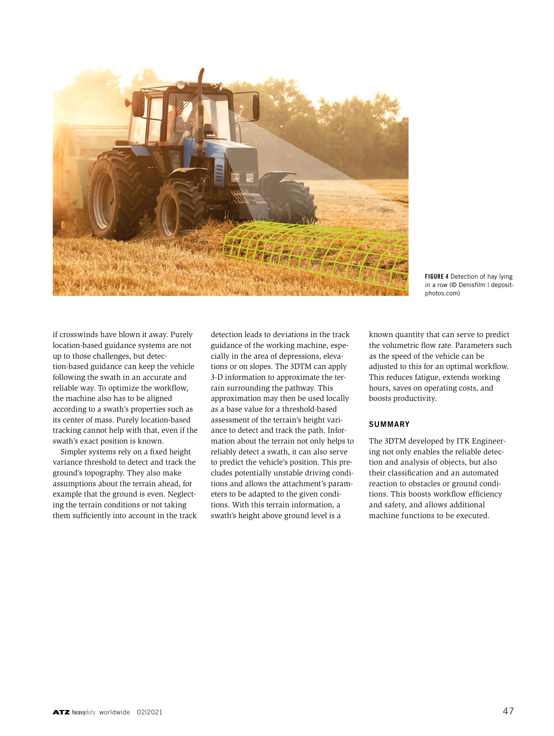**FIGURE 4** Detection of hay lying in a row (© Denisfilm | depositphotos.com)

if crosswinds have blown it away. Purely location-based guidance systems are not up to those challenges, but detection-based guidance can keep the vehicle following the swath in an accurate and reliable way. To optimize the workflow, the machine also has to be aligned according to a swath's properties such as its center of mass. Purely location-based tracking cannot help with that, even if the swath's exact position is known.

Simpler systems rely on a fixed height variance threshold to detect and track the ground's topography. They also make assumptions about the terrain ahead, for example that the ground is even. Neglecting the terrain conditions or not taking them sufficiently into account in the track detection leads to deviations in the track guidance of the working machine, especially in the area of depressions, elevations or on slopes. The 3DTM can apply 3-D information to approximate the terrain surrounding the pathway. This approximation may then be used locally as a base value for a threshold-based assessment of the terrain's height variance to detect and track the path. Information about the terrain not only helps to reliably detect a swath, it can also serve to predict the vehicle's position. This precludes potentially unstable driving conditions and allows the attachment's parameters to be adapted to the given conditions. With this terrain information, a swath's height above ground level is a known quantity that can serve to predict the volumetric flow rate. Parameters such as the speed of the vehicle can be adjusted to this for an optimal workflow. This reduces fatigue, extends working hours, saves on operating costs, and boosts productivity.

## SUMMARY

The 3DTM developed by ITK Engineering not only enables the reliable detection and analysis of objects, but also their classification and an automated reaction to obstacles or ground conditions. This boosts workflow efficiency and safety, and allows additional machine functions to be executed.